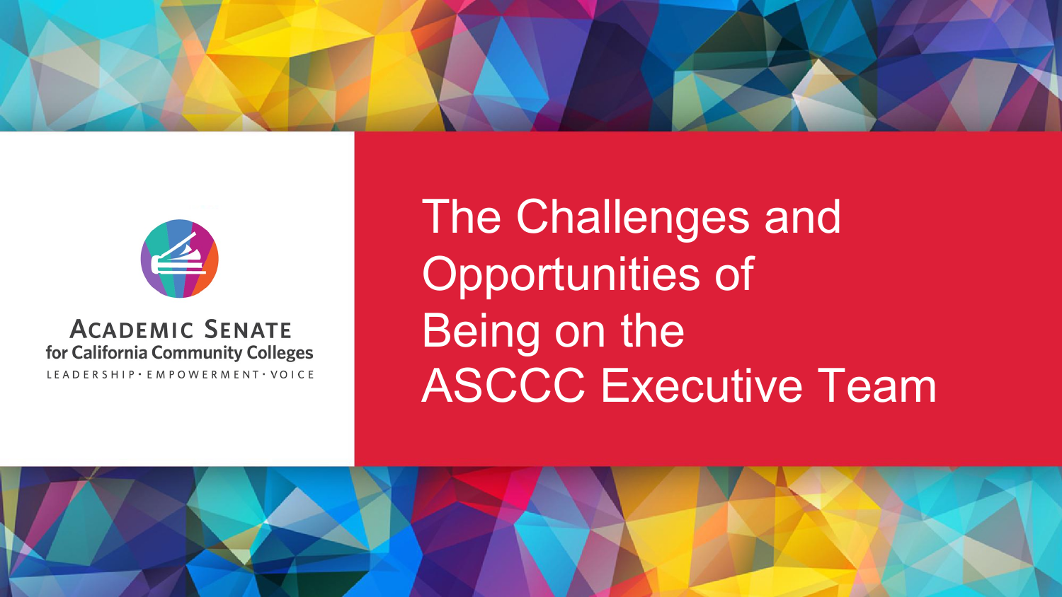ACADEMIC SENATE
for California Community Colleges
LEADERSHIP · EMPOWERMENT · VOICE

# The Challenges and Opportunities of Being on the ASCCC Executive Team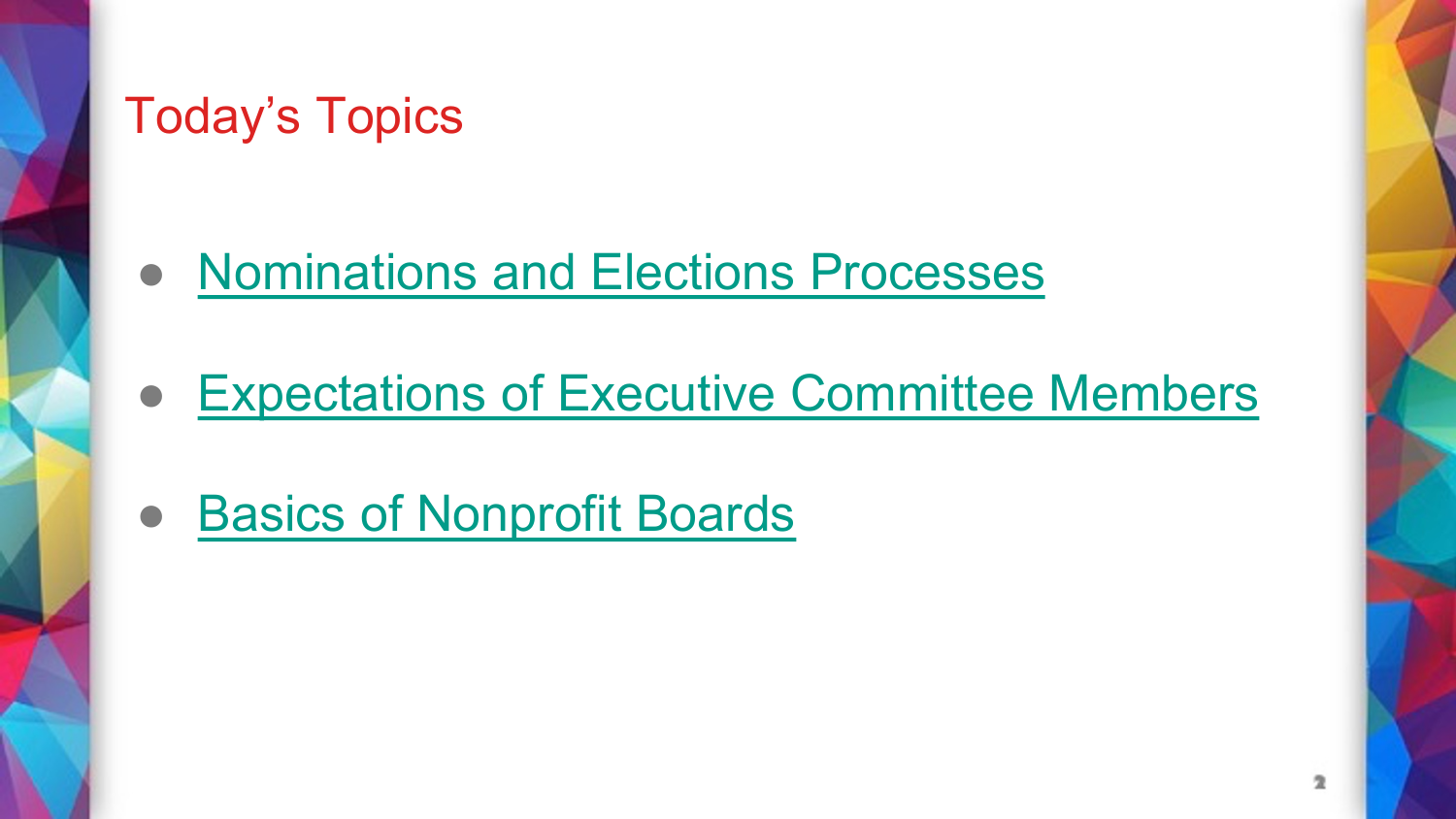# Today's Topics

- Nominations and Elections Processes
- Expectations of Executive Committee Members
- Basics of Nonprofit Boards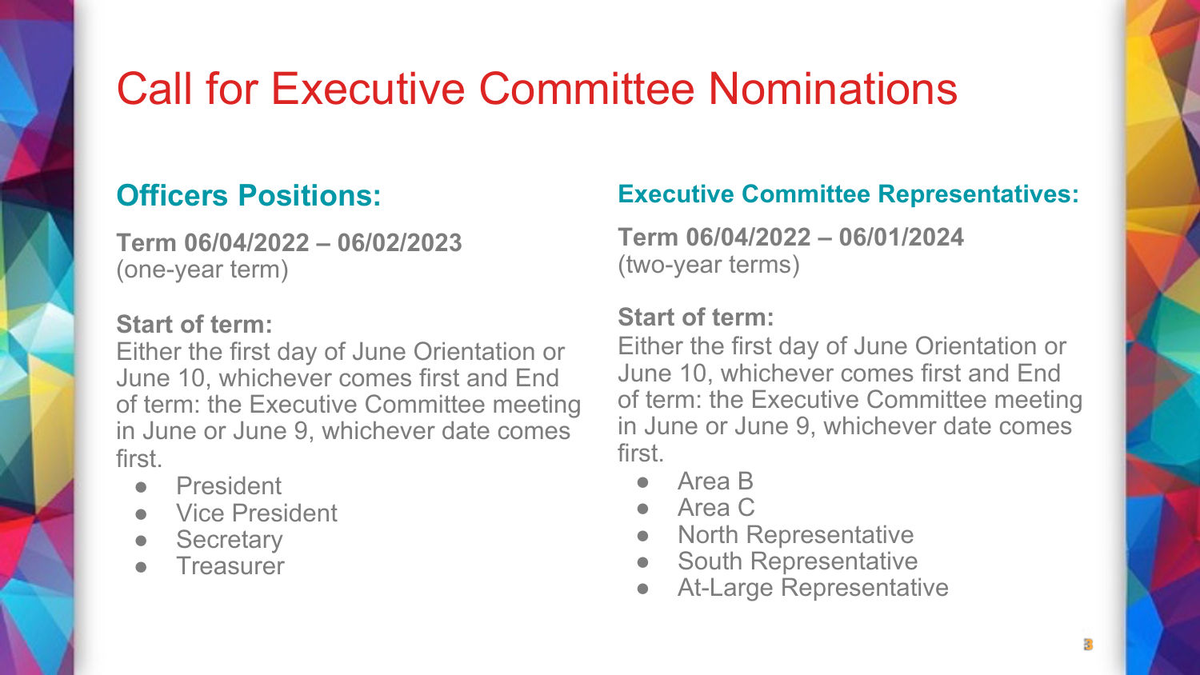# Call for Executive Committee Nominations

## Officers Positions:

**Term 06/04/2022 – 06/02/2023**
(one-year term)

**Start of term:**
Either the first day of June Orientation or June 10, whichever comes first and End of term: the Executive Committee meeting in June or June 9, whichever date comes first.

- President
- Vice President
- Secretary
- Treasurer

## Executive Committee Representatives:

**Term 06/04/2022 – 06/01/2024**
(two-year terms)

**Start of term:**
Either the first day of June Orientation or June 10, whichever comes first and End of term: the Executive Committee meeting in June or June 9, whichever date comes first.

- Area B
- Area C
- North Representative
- South Representative
- At-Large Representative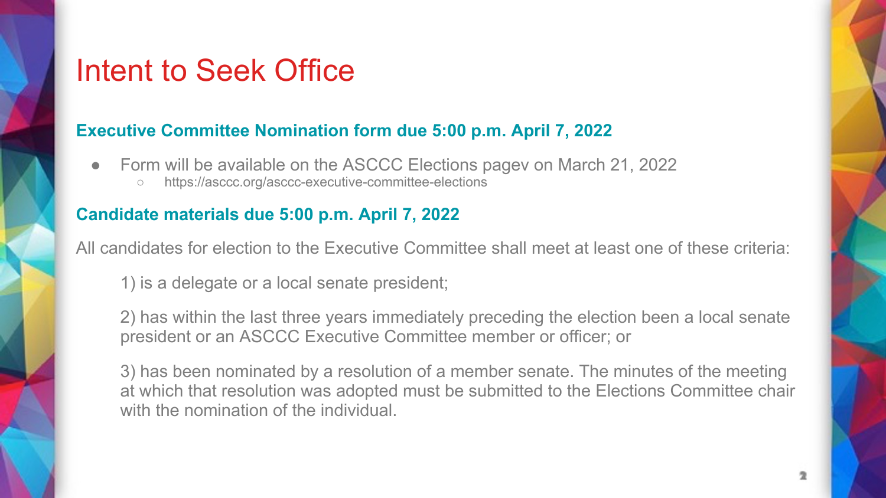# Intent to Seek Office

**Executive Committee Nomination form due 5:00 p.m. April 7, 2022**

- Form will be available on the ASCCC Elections pagev on March 21, 2022
  - https://asccc.org/asccc-executive-committee-elections

**Candidate materials due 5:00 p.m. April 7, 2022**

All candidates for election to the Executive Committee shall meet at least one of these criteria:

1) is a delegate or a local senate president;

2) has within the last three years immediately preceding the election been a local senate president or an ASCCC Executive Committee member or officer; or

3) has been nominated by a resolution of a member senate. The minutes of the meeting at which that resolution was adopted must be submitted to the Elections Committee chair with the nomination of the individual.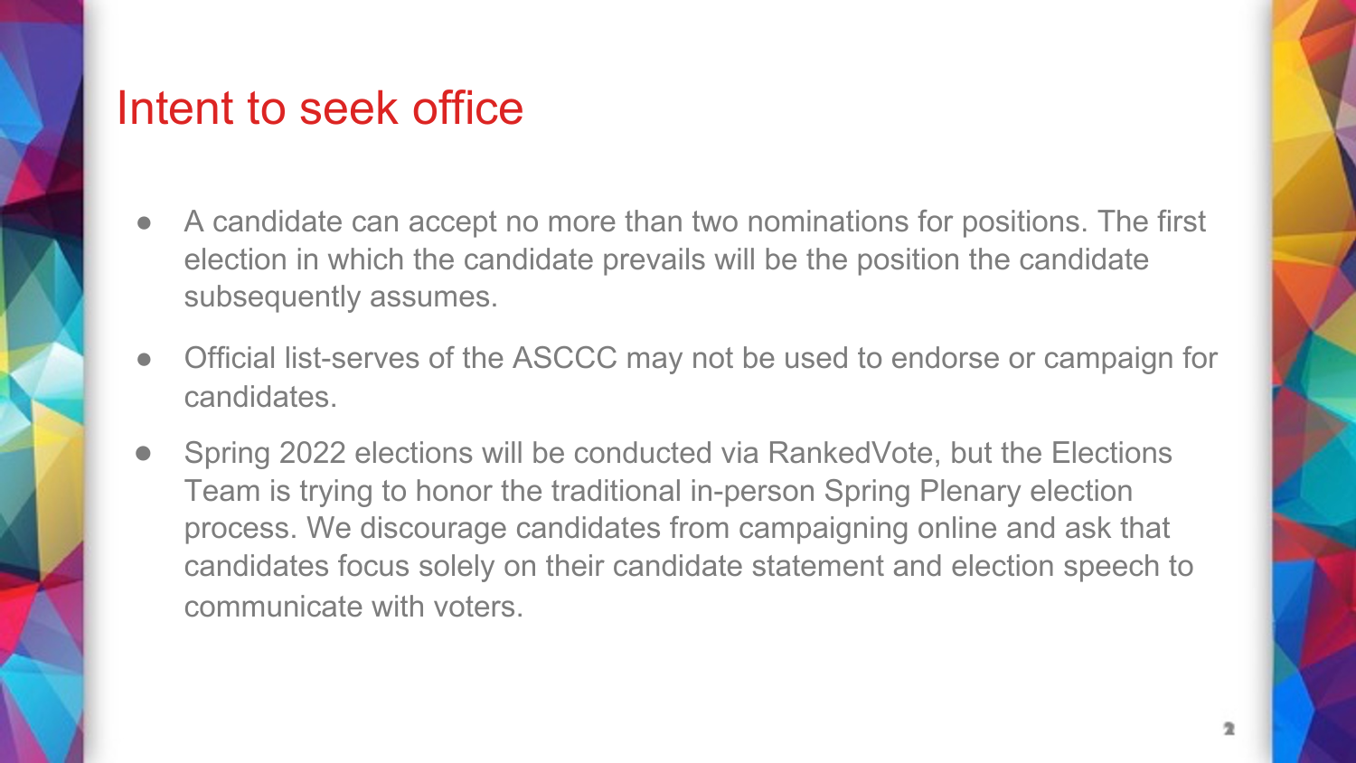# Intent to seek office

- A candidate can accept no more than two nominations for positions. The first election in which the candidate prevails will be the position the candidate subsequently assumes.
- Official list-serves of the ASCCC may not be used to endorse or campaign for candidates.
- Spring 2022 elections will be conducted via RankedVote, but the Elections Team is trying to honor the traditional in-person Spring Plenary election process. We discourage candidates from campaigning online and ask that candidates focus solely on their candidate statement and election speech to communicate with voters.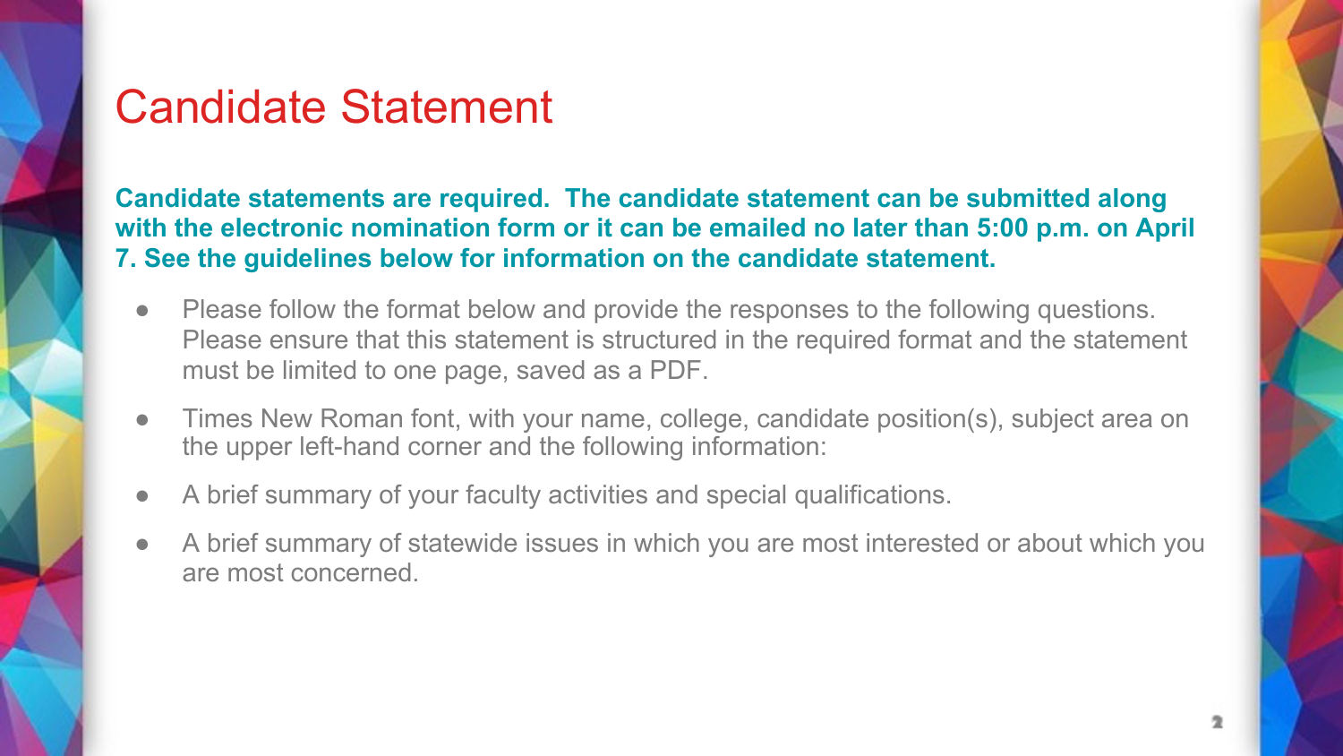# Candidate Statement

**Candidate statements are required. The candidate statement can be submitted along with the electronic nomination form or it can be emailed no later than 5:00 p.m. on April 7. See the guidelines below for information on the candidate statement.**

- Please follow the format below and provide the responses to the following questions. Please ensure that this statement is structured in the required format and the statement must be limited to one page, saved as a PDF.
- Times New Roman font, with your name, college, candidate position(s), subject area on the upper left-hand corner and the following information:
- A brief summary of your faculty activities and special qualifications.
- A brief summary of statewide issues in which you are most interested or about which you are most concerned.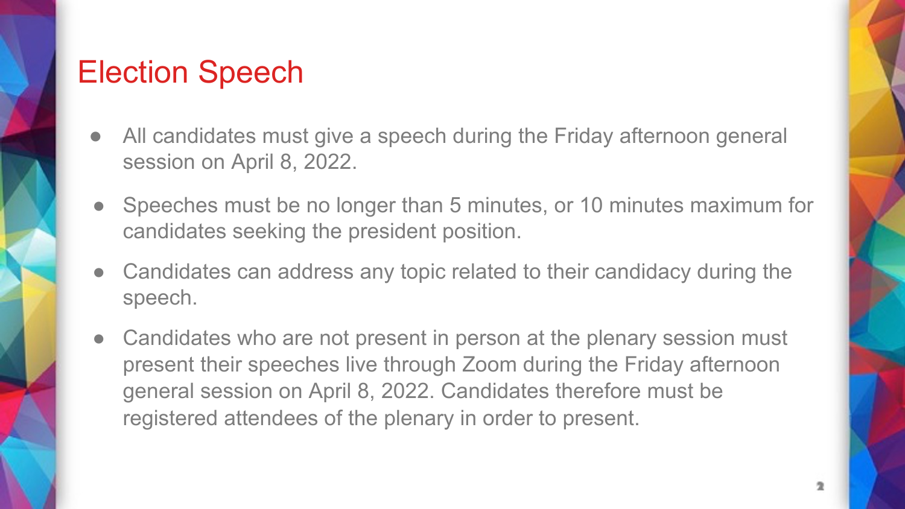# Election Speech

- All candidates must give a speech during the Friday afternoon general session on April 8, 2022.
- Speeches must be no longer than 5 minutes, or 10 minutes maximum for candidates seeking the president position.
- Candidates can address any topic related to their candidacy during the speech.
- Candidates who are not present in person at the plenary session must present their speeches live through Zoom during the Friday afternoon general session on April 8, 2022. Candidates therefore must be registered attendees of the plenary in order to present.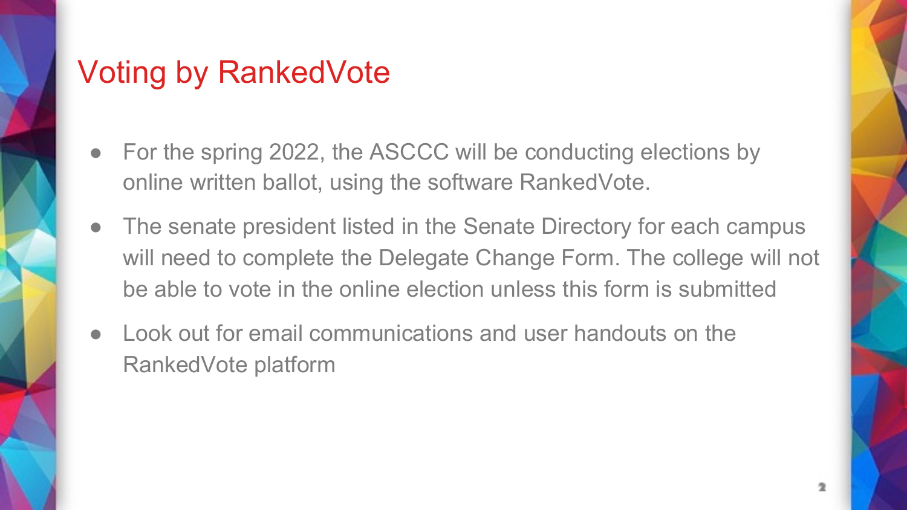# Voting by RankedVote

- For the spring 2022, the ASCCC will be conducting elections by online written ballot, using the software RankedVote.
- The senate president listed in the Senate Directory for each campus will need to complete the Delegate Change Form. The college will not be able to vote in the online election unless this form is submitted
- Look out for email communications and user handouts on the RankedVote platform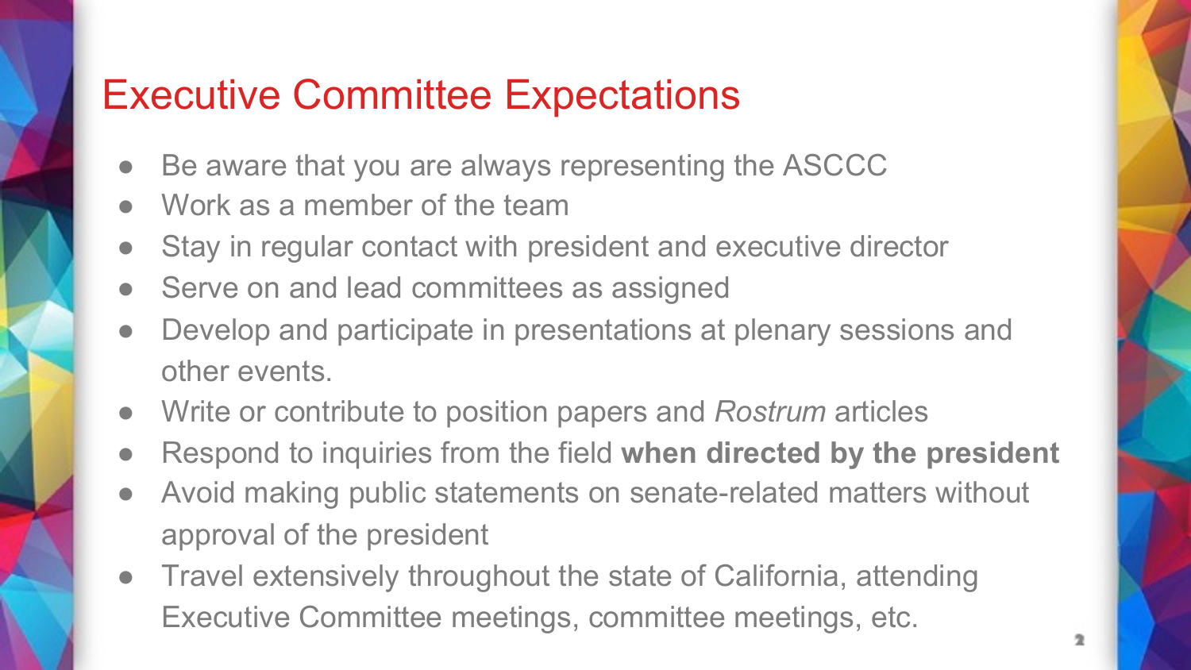# Executive Committee Expectations

- Be aware that you are always representing the ASCCC
- Work as a member of the team
- Stay in regular contact with president and executive director
- Serve on and lead committees as assigned
- Develop and participate in presentations at plenary sessions and other events.
- Write or contribute to position papers and *Rostrum* articles
- Respond to inquiries from the field **when directed by the president**
- Avoid making public statements on senate-related matters without approval of the president
- Travel extensively throughout the state of California, attending Executive Committee meetings, committee meetings, etc.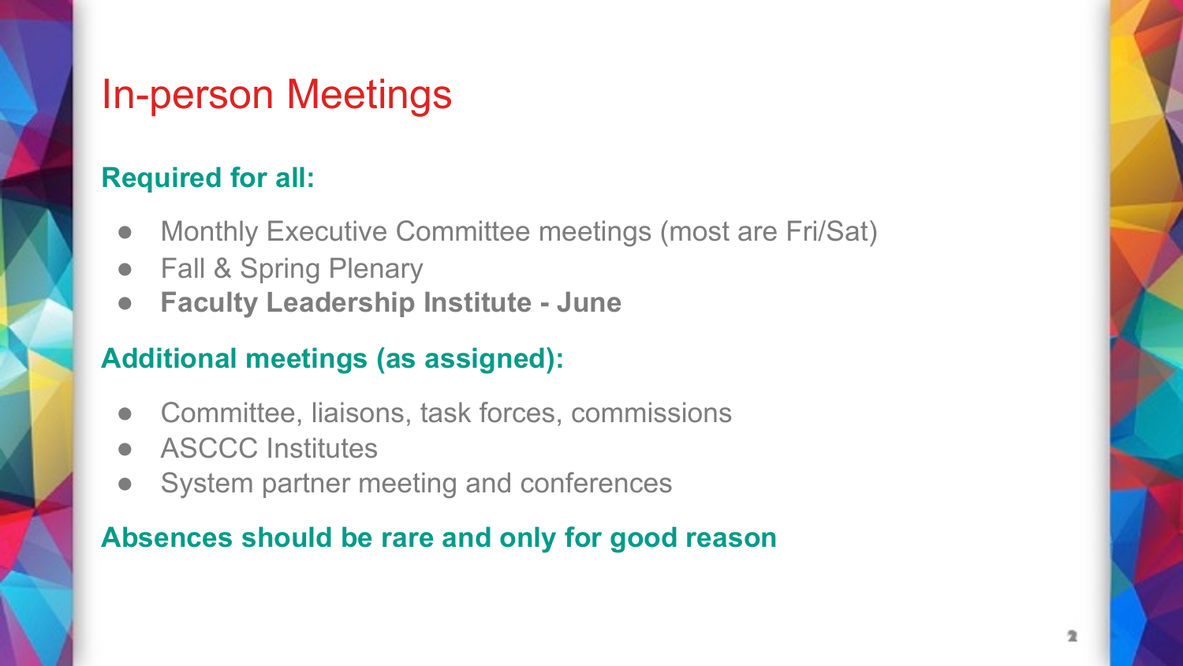# In-person Meetings

## Required for all:

- Monthly Executive Committee meetings (most are Fri/Sat)
- Fall & Spring Plenary
- **Faculty Leadership Institute - June**

## Additional meetings (as assigned):

- Committee, liaisons, task forces, commissions
- ASCCC Institutes
- System partner meeting and conferences

**Absences should be rare and only for good reason**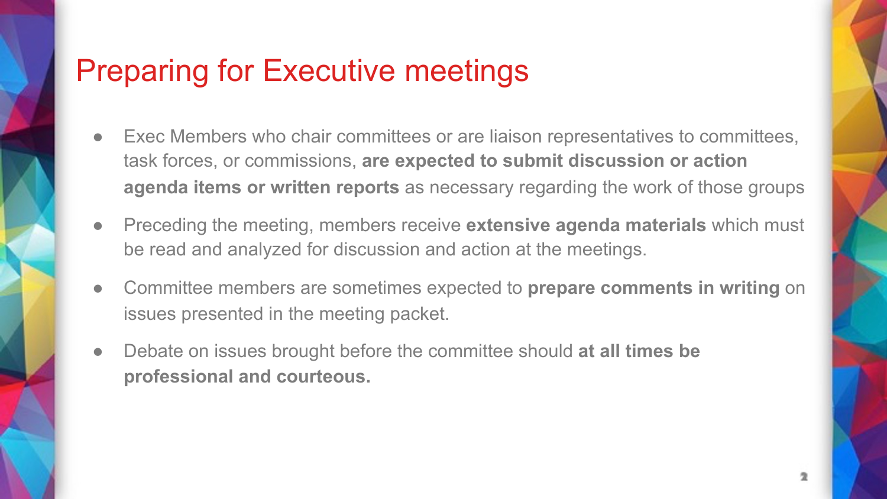# Preparing for Executive meetings

- Exec Members who chair committees or are liaison representatives to committees, task forces, or commissions, **are expected to submit discussion or action agenda items or written reports** as necessary regarding the work of those groups
- Preceding the meeting, members receive **extensive agenda materials** which must be read and analyzed for discussion and action at the meetings.
- Committee members are sometimes expected to **prepare comments in writing** on issues presented in the meeting packet.
- Debate on issues brought before the committee should **at all times be professional and courteous.**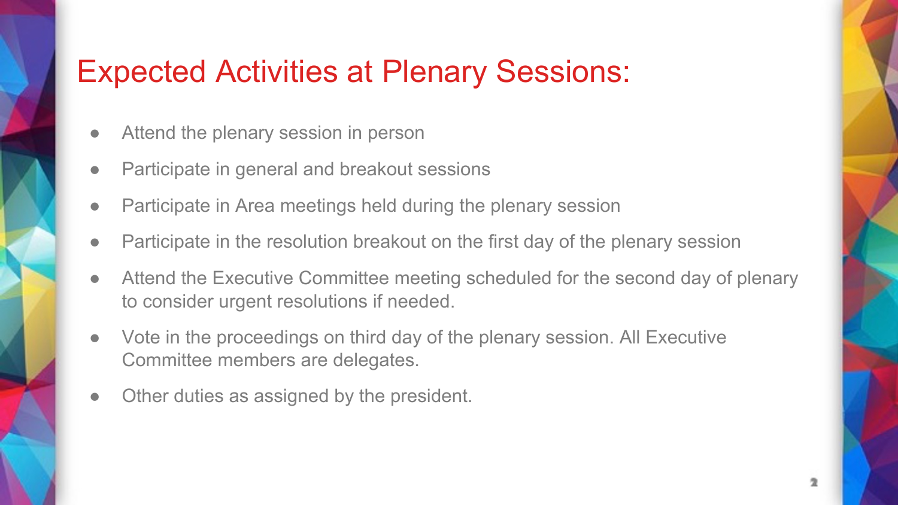# Expected Activities at Plenary Sessions:

- Attend the plenary session in person
- Participate in general and breakout sessions
- Participate in Area meetings held during the plenary session
- Participate in the resolution breakout on the first day of the plenary session
- Attend the Executive Committee meeting scheduled for the second day of plenary to consider urgent resolutions if needed.
- Vote in the proceedings on third day of the plenary session. All Executive Committee members are delegates.
- Other duties as assigned by the president.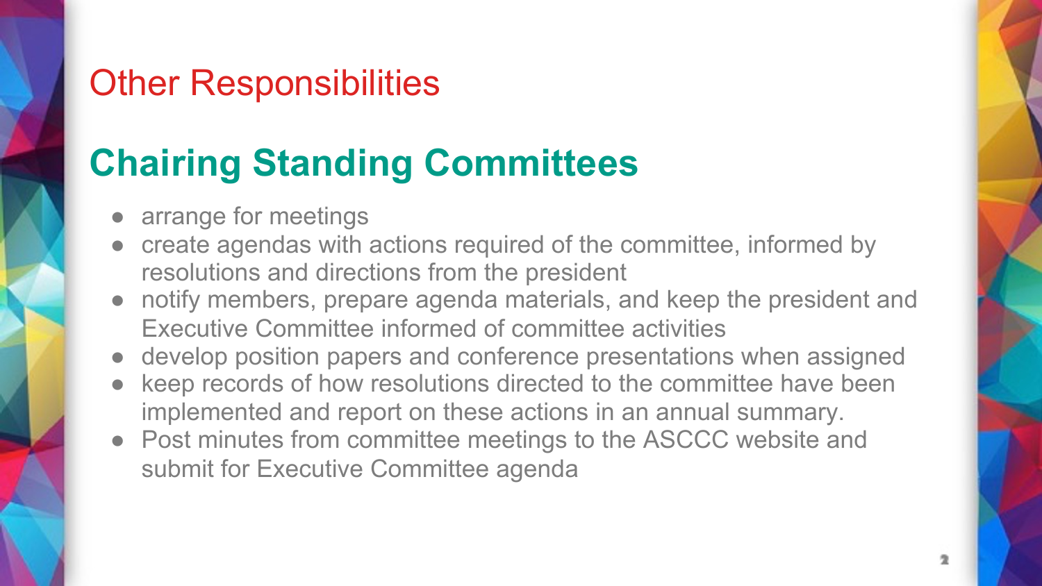# Other Responsibilities

## Chairing Standing Committees

- arrange for meetings
- create agendas with actions required of the committee, informed by resolutions and directions from the president
- notify members, prepare agenda materials, and keep the president and Executive Committee informed of committee activities
- develop position papers and conference presentations when assigned
- keep records of how resolutions directed to the committee have been implemented and report on these actions in an annual summary.
- Post minutes from committee meetings to the ASCCC website and submit for Executive Committee agenda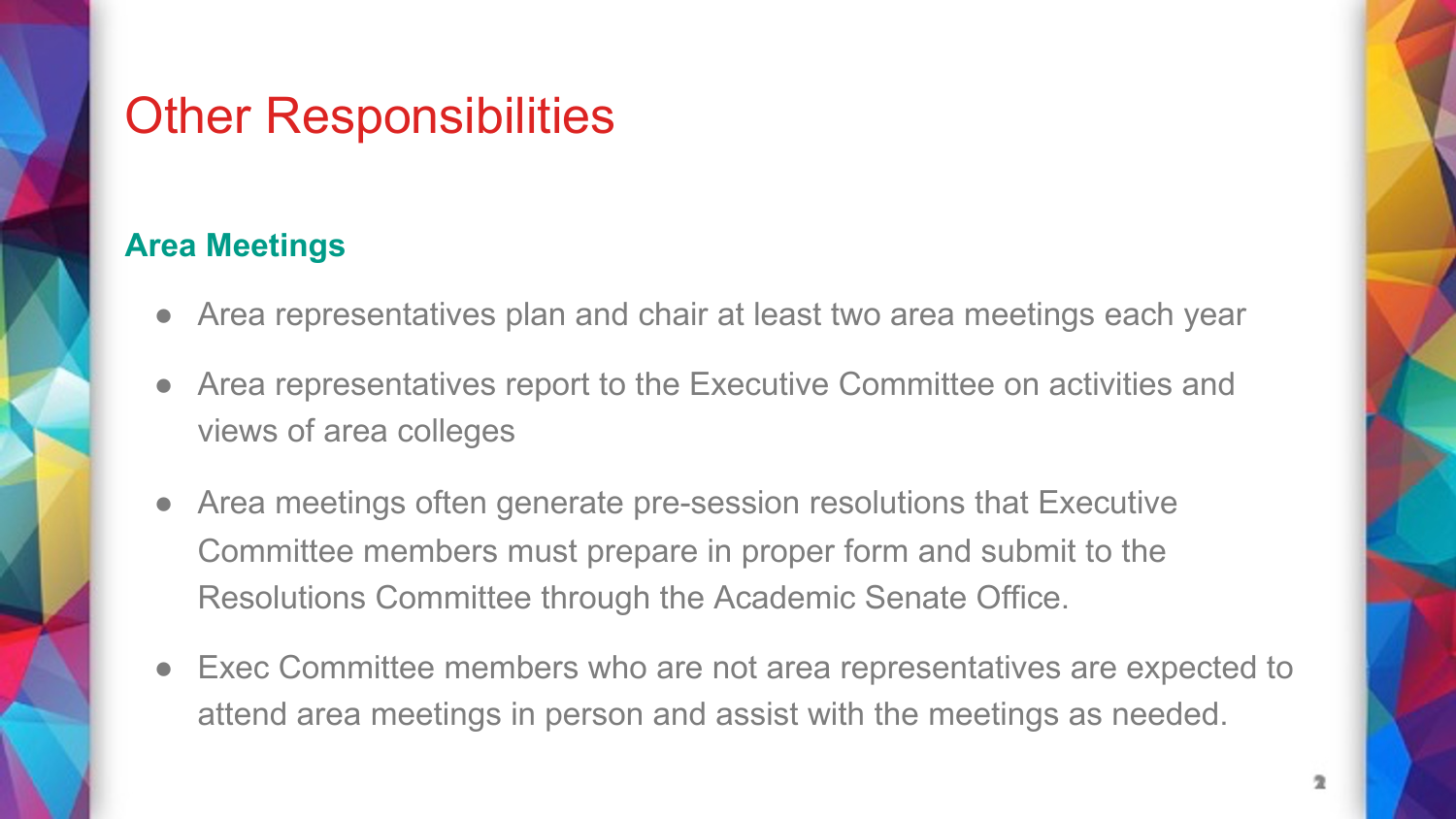# Other Responsibilities

## Area Meetings

- Area representatives plan and chair at least two area meetings each year
- Area representatives report to the Executive Committee on activities and views of area colleges
- Area meetings often generate pre-session resolutions that Executive Committee members must prepare in proper form and submit to the Resolutions Committee through the Academic Senate Office.
- Exec Committee members who are not area representatives are expected to attend area meetings in person and assist with the meetings as needed.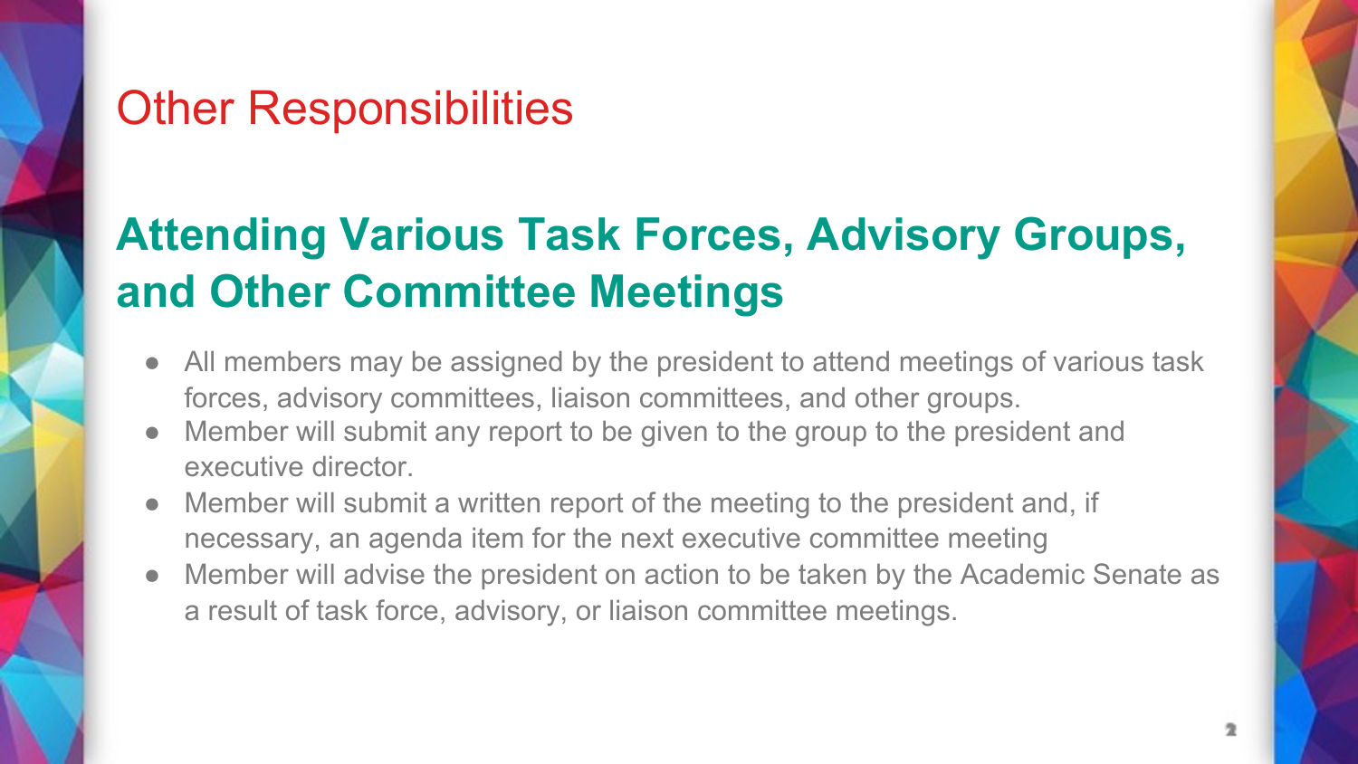# Other Responsibilities

## Attending Various Task Forces, Advisory Groups, and Other Committee Meetings

- All members may be assigned by the president to attend meetings of various task forces, advisory committees, liaison committees, and other groups.
- Member will submit any report to be given to the group to the president and executive director.
- Member will submit a written report of the meeting to the president and, if necessary, an agenda item for the next executive committee meeting
- Member will advise the president on action to be taken by the Academic Senate as a result of task force, advisory, or liaison committee meetings.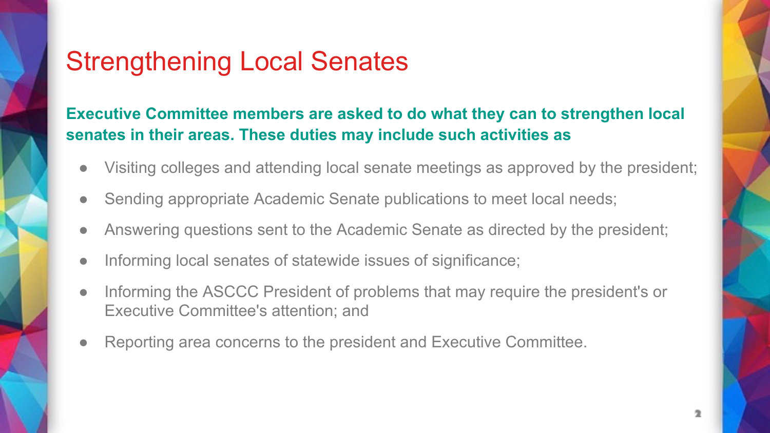# Strengthening Local Senates

**Executive Committee members are asked to do what they can to strengthen local senates in their areas. These duties may include such activities as**

- Visiting colleges and attending local senate meetings as approved by the president;
- Sending appropriate Academic Senate publications to meet local needs;
- Answering questions sent to the Academic Senate as directed by the president;
- Informing local senates of statewide issues of significance;
- Informing the ASCCC President of problems that may require the president's or Executive Committee's attention; and
- Reporting area concerns to the president and Executive Committee.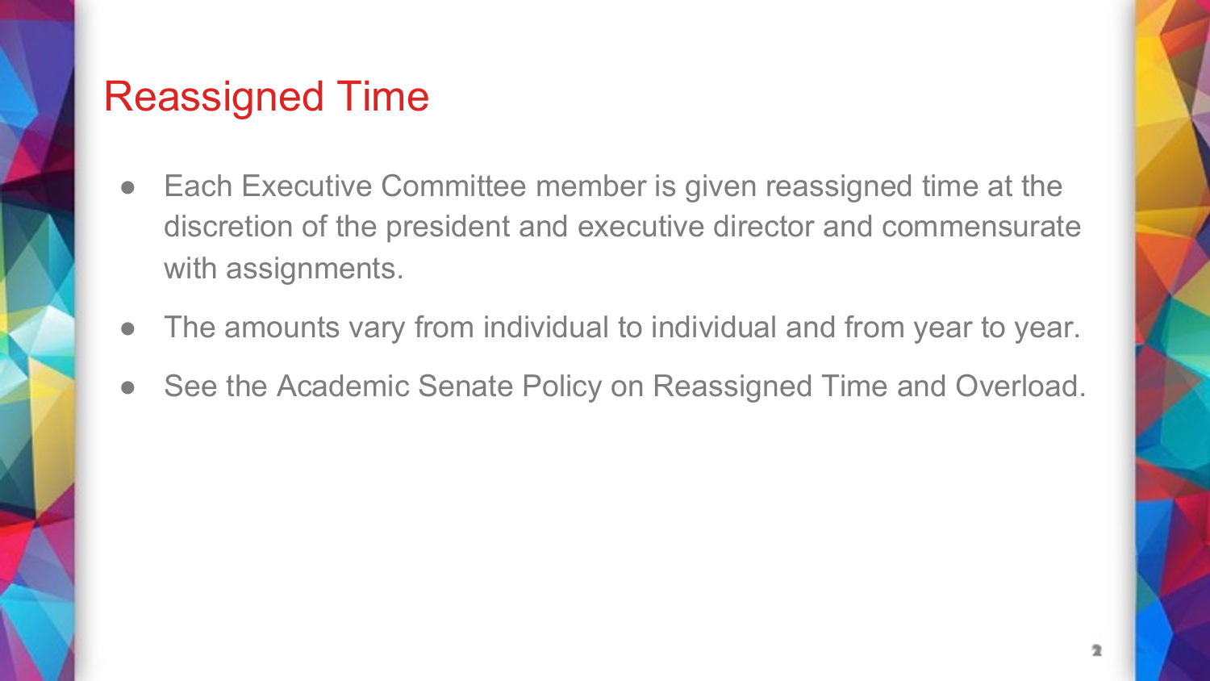# Reassigned Time

- Each Executive Committee member is given reassigned time at the discretion of the president and executive director and commensurate with assignments.
- The amounts vary from individual to individual and from year to year.
- See the Academic Senate Policy on Reassigned Time and Overload.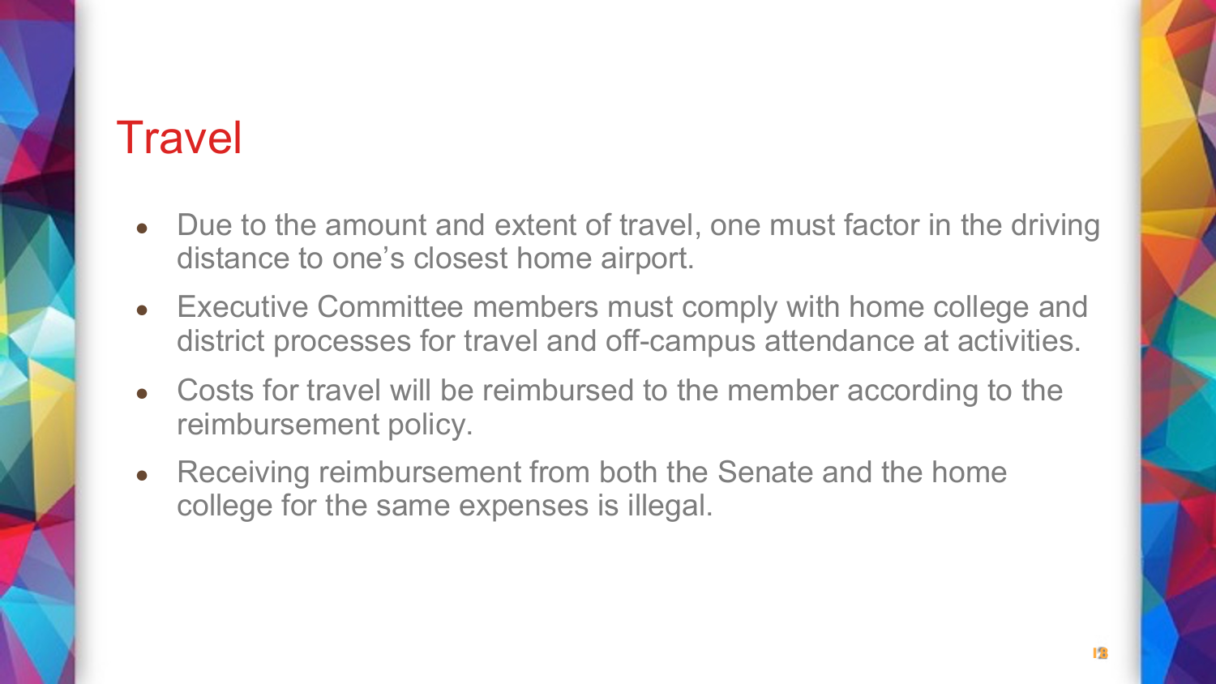# Travel

- Due to the amount and extent of travel, one must factor in the driving distance to one's closest home airport.
- Executive Committee members must comply with home college and district processes for travel and off-campus attendance at activities.
- Costs for travel will be reimbursed to the member according to the reimbursement policy.
- Receiving reimbursement from both the Senate and the home college for the same expenses is illegal.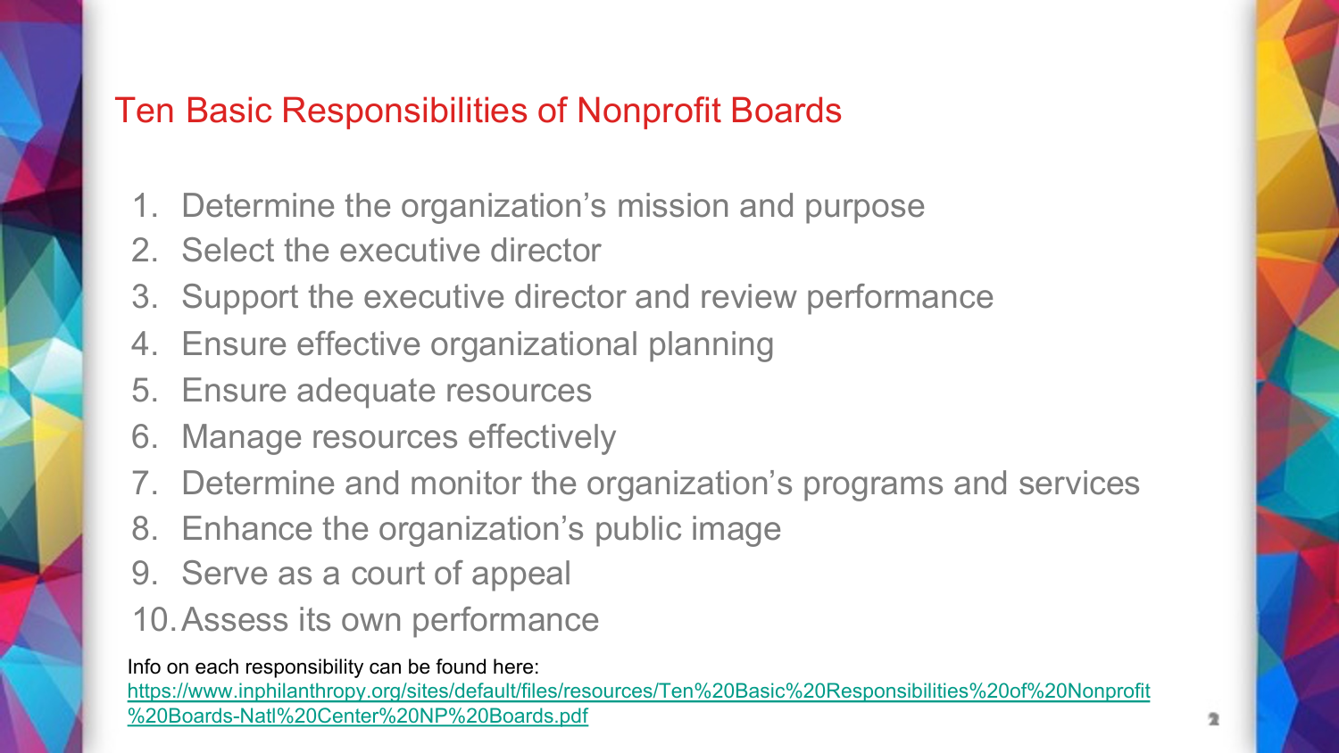## Ten Basic Responsibilities of Nonprofit Boards

1. Determine the organization's mission and purpose
2. Select the executive director
3. Support the executive director and review performance
4. Ensure effective organizational planning
5. Ensure adequate resources
6. Manage resources effectively
7. Determine and monitor the organization's programs and services
8. Enhance the organization's public image
9. Serve as a court of appeal
10. Assess its own performance

Info on each responsibility can be found here: https://www.inphilanthropy.org/sites/default/files/resources/Ten%20Basic%20Responsibilities%20of%20Nonprofit%20Boards-Natl%20Center%20NP%20Boards.pdf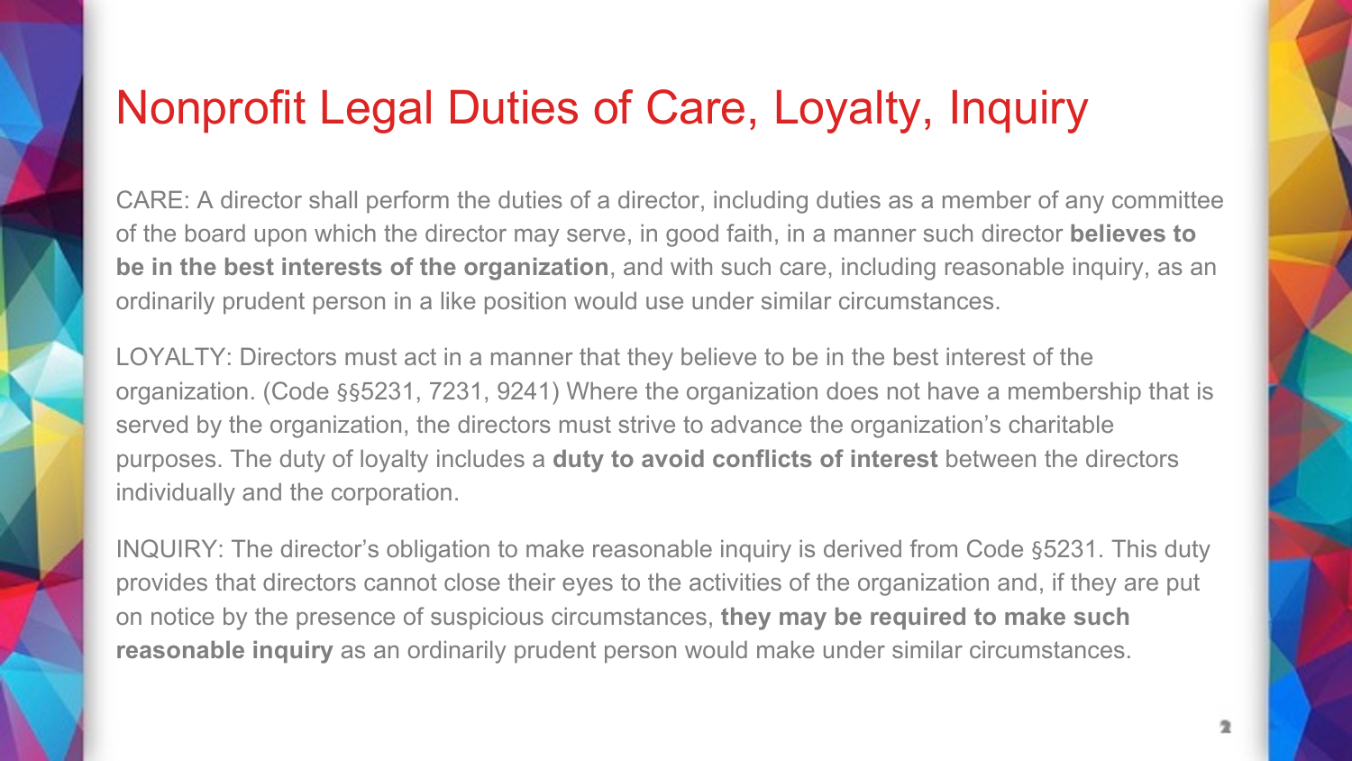# Nonprofit Legal Duties of Care, Loyalty, Inquiry

CARE: A director shall perform the duties of a director, including duties as a member of any committee of the board upon which the director may serve, in good faith, in a manner such director **believes to be in the best interests of the organization**, and with such care, including reasonable inquiry, as an ordinarily prudent person in a like position would use under similar circumstances.

LOYALTY: Directors must act in a manner that they believe to be in the best interest of the organization. (Code §§5231, 7231, 9241) Where the organization does not have a membership that is served by the organization, the directors must strive to advance the organization's charitable purposes. The duty of loyalty includes a **duty to avoid conflicts of interest** between the directors individually and the corporation.

INQUIRY: The director's obligation to make reasonable inquiry is derived from Code §5231. This duty provides that directors cannot close their eyes to the activities of the organization and, if they are put on notice by the presence of suspicious circumstances, **they may be required to make such reasonable inquiry** as an ordinarily prudent person would make under similar circumstances.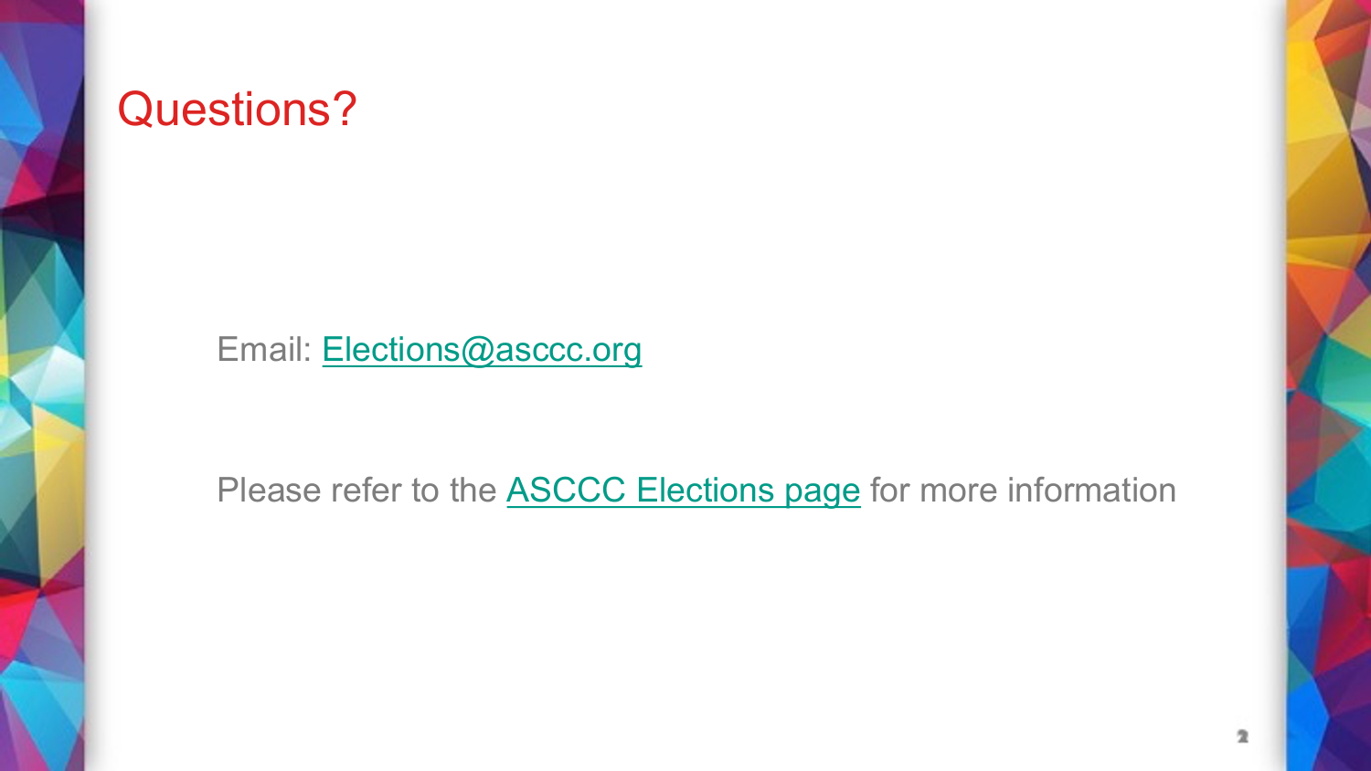# Questions?

Email: Elections@asccc.org

Please refer to the ASCCC Elections page for more information